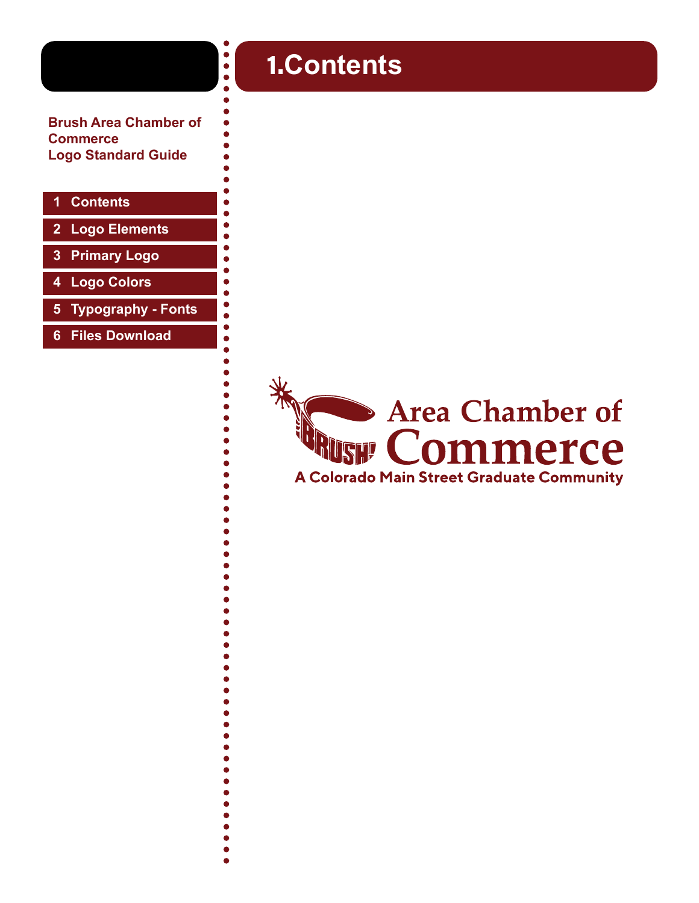# 1.Contents

**Brush Area Chamber of Commerce**
**Logo Standard Guide**

1. Contents
2. Logo Elements
3. Primary Logo
4. Logo Colors
5. Typography - Fonts
6. Files Download

BRUSH! Area Chamber of Commerce
A Colorado Main Street Graduate Community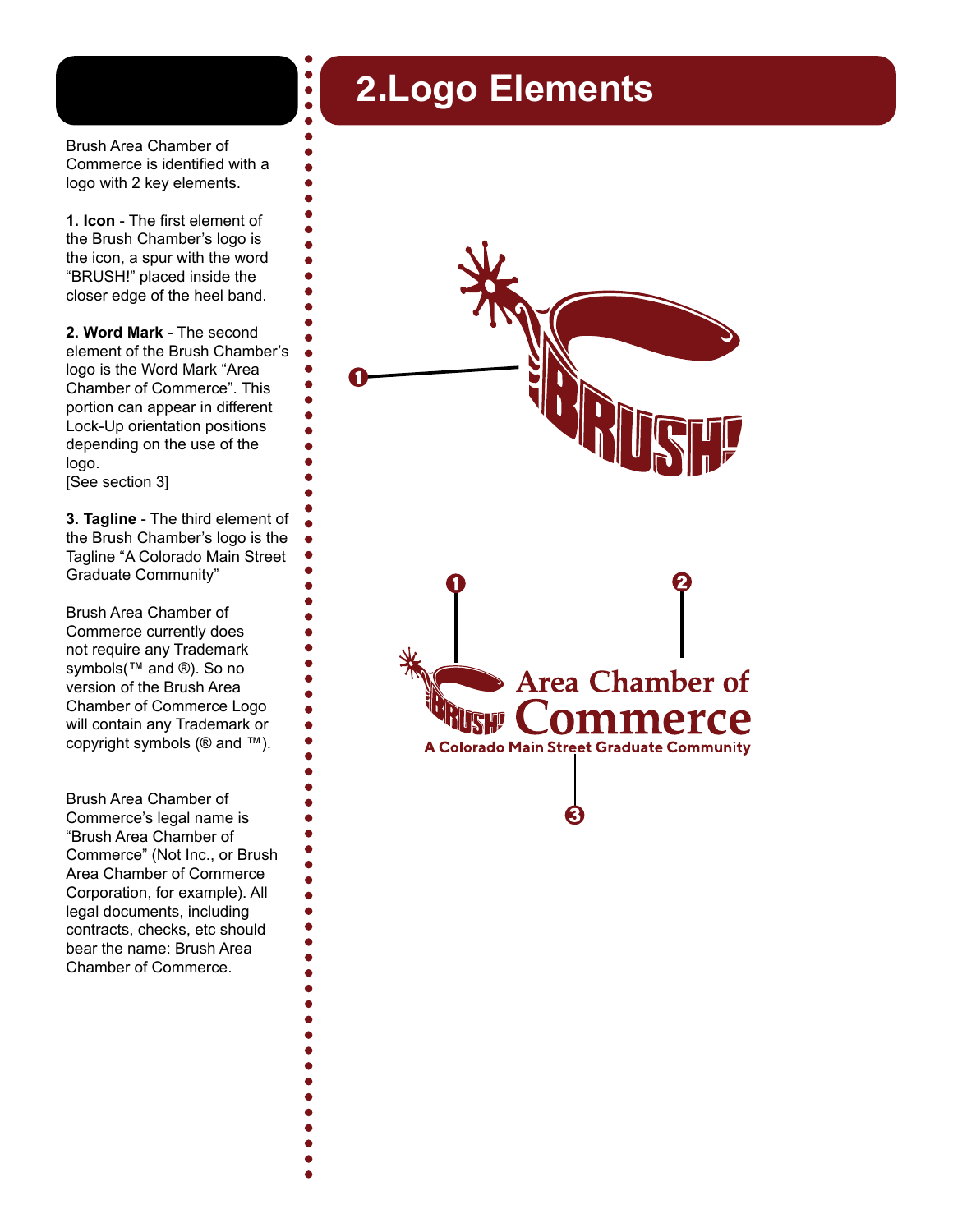# 2.Logo Elements

Brush Area Chamber of Commerce is identified with a logo with 2 key elements.

**1. Icon** - The first element of the Brush Chamber's logo is the icon, a spur with the word "BRUSH!" placed inside the closer edge of the heel band.

**2. Word Mark** - The second element of the Brush Chamber's logo is the Word Mark "Area Chamber of Commerce". This portion can appear in different Lock-Up orientation positions depending on the use of the logo.
[See section 3]

**3. Tagline** - The third element of the Brush Chamber's logo is the Tagline "A Colorado Main Street Graduate Community"

Brush Area Chamber of Commerce currently does not require any Trademark symbols(™ and ®). So no version of the Brush Area Chamber of Commerce Logo will contain any Trademark or copyright symbols (® and ™).

Brush Area Chamber of Commerce's legal name is "Brush Area Chamber of Commerce" (Not Inc., or Brush Area Chamber of Commerce Corporation, for example). All legal documents, including contracts, checks, etc should bear the name: Brush Area Chamber of Commerce.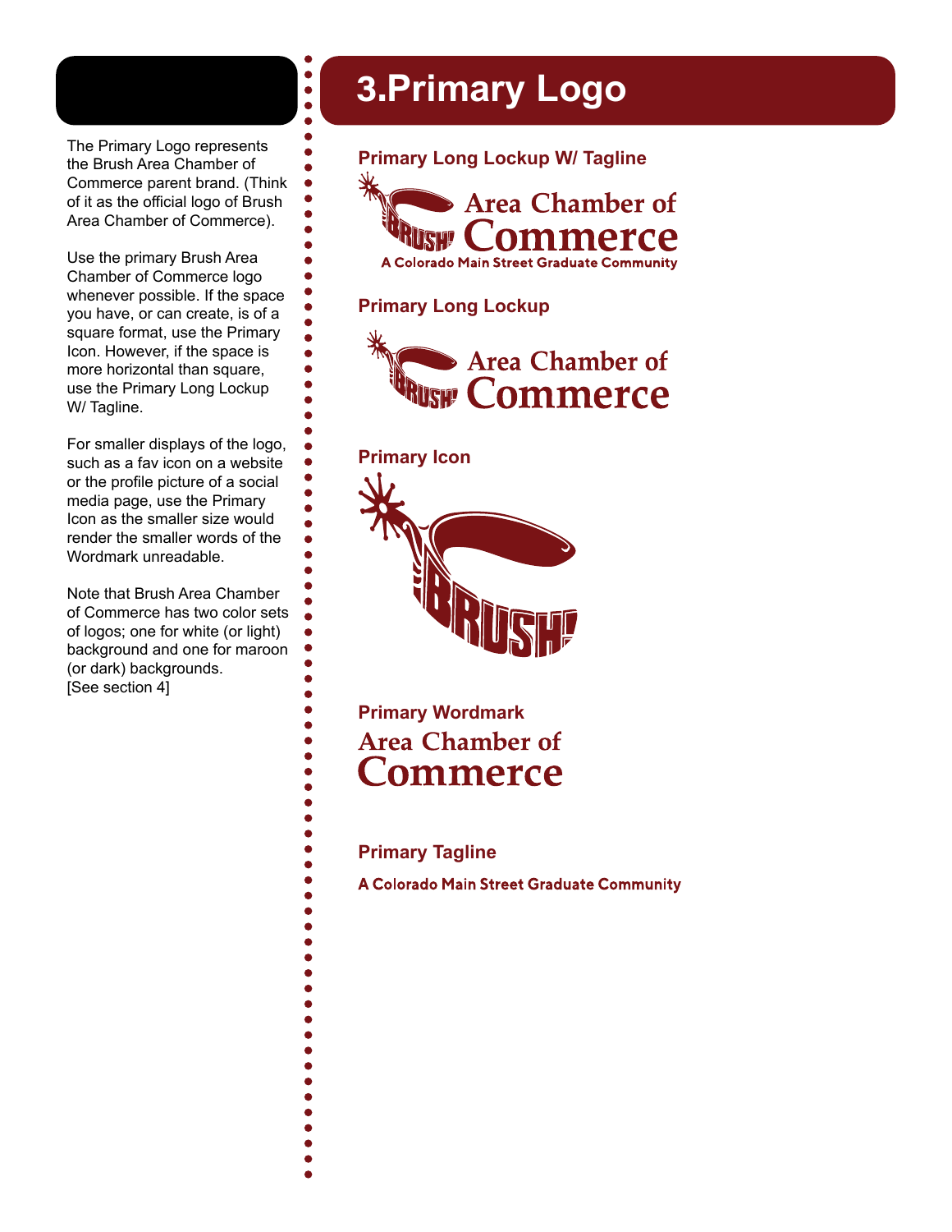# 3.Primary Logo

The Primary Logo represents the Brush Area Chamber of Commerce parent brand. (Think of it as the official logo of Brush Area Chamber of Commerce).

Use the primary Brush Area Chamber of Commerce logo whenever possible. If the space you have, or can create, is of a square format, use the Primary Icon. However, if the space is more horizontal than square, use the Primary Long Lockup W/ Tagline.

For smaller displays of the logo, such as a fav icon on a website or the profile picture of a social media page, use the Primary Icon as the smaller size would render the smaller words of the Wordmark unreadable.

Note that Brush Area Chamber of Commerce has two color sets of logos; one for white (or light) background and one for maroon (or dark) backgrounds.
[See section 4]

### Primary Long Lockup W/ Tagline

BRUSH! Area Chamber of Commerce
A Colorado Main Street Graduate Community

### Primary Long Lockup

BRUSH! Area Chamber of Commerce

### Primary Icon

BRUSH!

### Primary Wordmark

Area Chamber of
Commerce

### Primary Tagline

A Colorado Main Street Graduate Community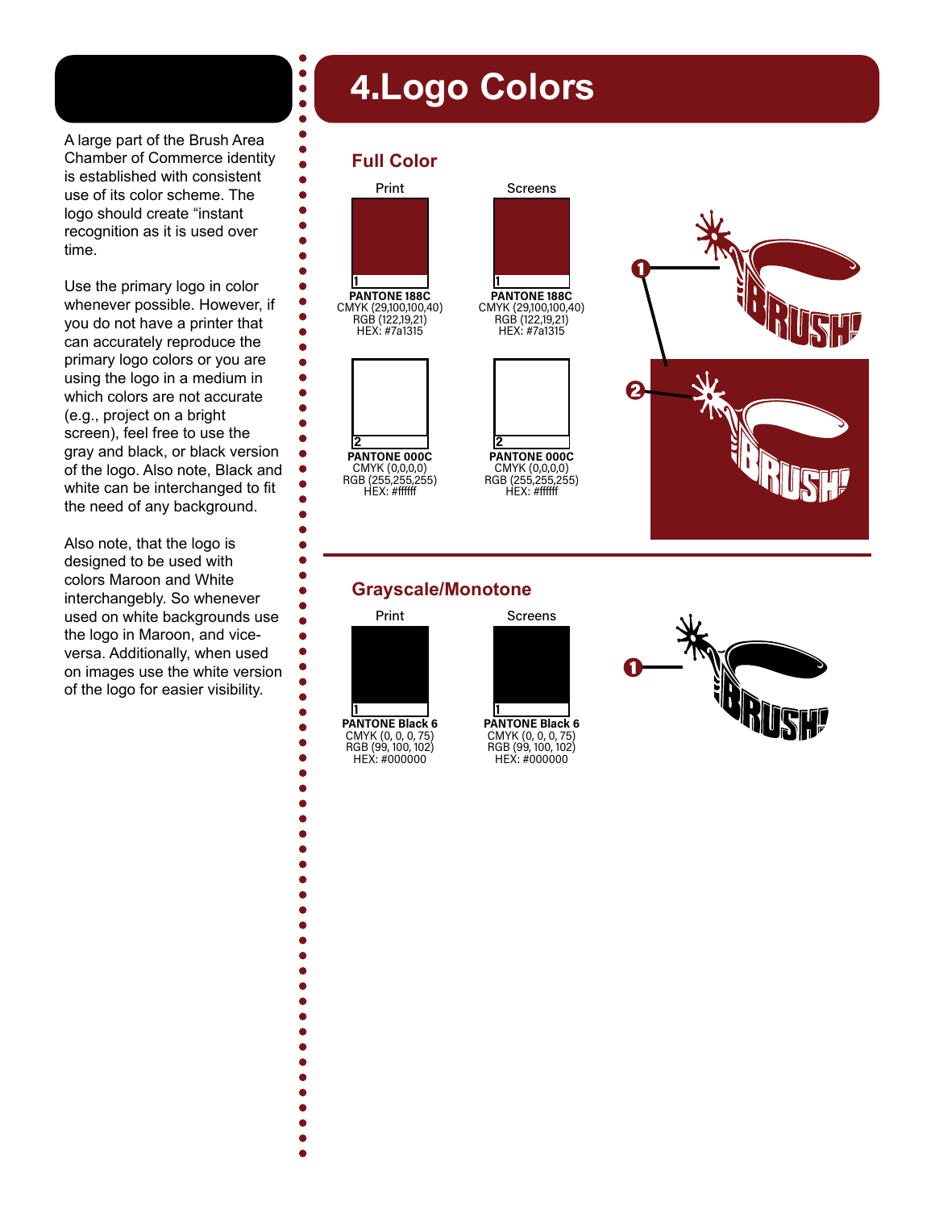# 4.Logo Colors

A large part of the Brush Area Chamber of Commerce identity is established with consistent use of its color scheme. The logo should create “instant recognition as it is used over time.

Use the primary logo in color whenever possible. However, if you do not have a printer that can accurately reproduce the primary logo colors or you are using the logo in a medium in which colors are not accurate (e.g., project on a bright screen), feel free to use the gray and black, or black version of the logo. Also note, Black and white can be interchanged to fit the need of any background.

Also note, that the logo is designed to be used with colors Maroon and White interchangebly. So whenever used on white backgrounds use the logo in Maroon, and vice-versa. Additionally, when used on images use the white version of the logo for easier visibility.

## Full Color

| | Print | Screens |
|---|---|---|
| 1 | **PANTONE 188C**<br>CMYK (29,100,100,40)<br>RGB (122,19,21)<br>HEX: #7a1315 | **PANTONE 188C**<br>CMYK (29,100,100,40)<br>RGB (122,19,21)<br>HEX: #7a1315 |
| 2 | **PANTONE 000C**<br>CMYK (0,0,0,0)<br>RGB (255,255,255)<br>HEX: #ffffff | **PANTONE 000C**<br>CMYK (0,0,0,0)<br>RGB (255,255,255)<br>HEX: #ffffff |

## Grayscale/Monotone

| | Print | Screens |
|---|---|---|
| 1 | **PANTONE Black 6**<br>CMYK (0, 0, 0, 75)<br>RGB (99, 100, 102)<br>HEX: #000000 | **PANTONE Black 6**<br>CMYK (0, 0, 0, 75)<br>RGB (99, 100, 102)<br>HEX: #000000 |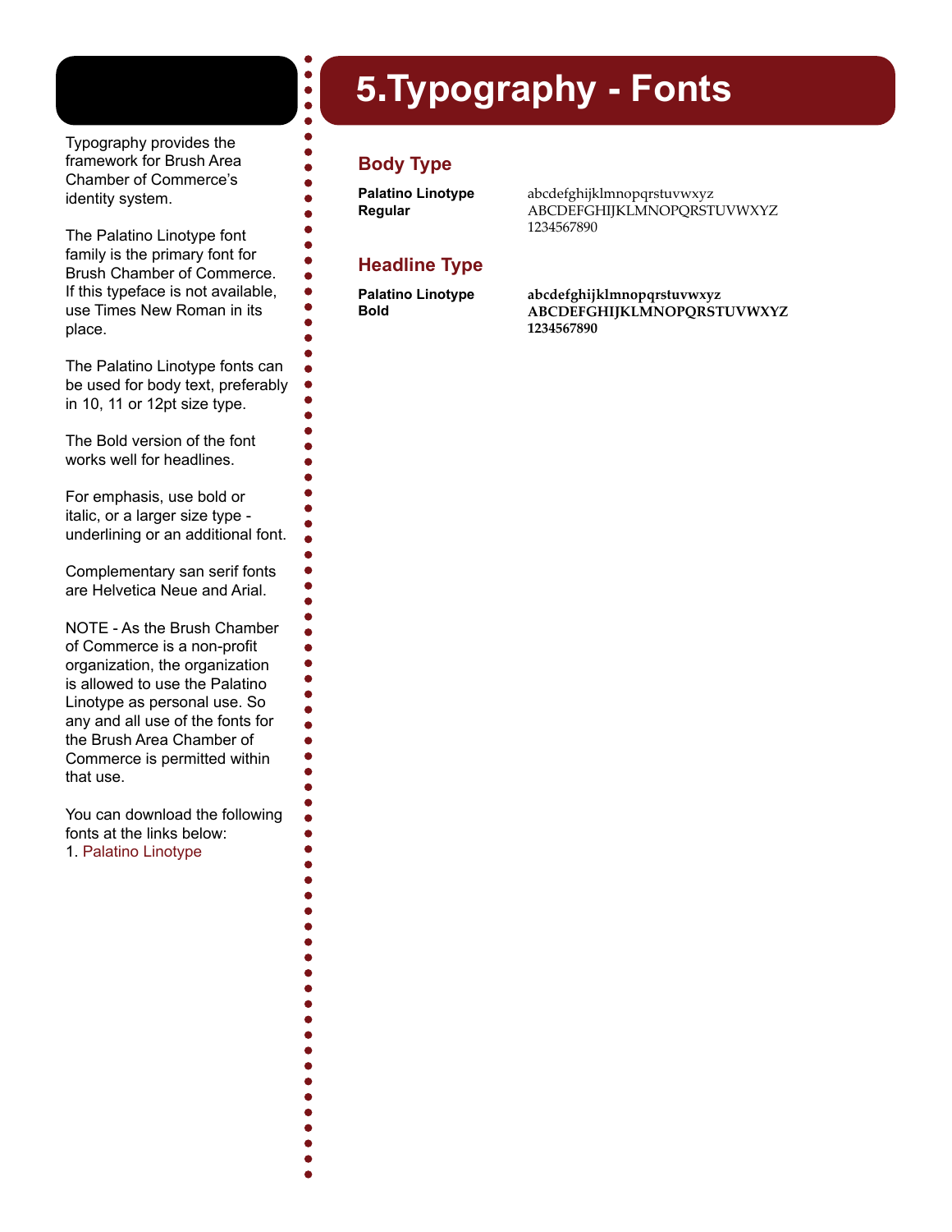# 5.Typography - Fonts

Typography provides the framework for Brush Area Chamber of Commerce's identity system.

The Palatino Linotype font family is the primary font for Brush Chamber of Commerce. If this typeface is not available, use Times New Roman in its place.

The Palatino Linotype fonts can be used for body text, preferably in 10, 11 or 12pt size type.

The Bold version of the font works well for headlines.

For emphasis, use bold or italic, or a larger size type - underlining or an additional font.

Complementary san serif fonts are Helvetica Neue and Arial.

NOTE - As the Brush Chamber of Commerce is a non-profit organization, the organization is allowed to use the Palatino Linotype as personal use. So any and all use of the fonts for the Brush Area Chamber of Commerce is permitted within that use.

You can download the following fonts at the links below:
1. Palatino Linotype

## Body Type

**Palatino Linotype Regular**

abcdefghijklmnopqrstuvwxyz
ABCDEFGHIJKLMNOPQRSTUVWXYZ
1234567890

## Headline Type

**Palatino Linotype Bold**

**abcdefghijklmnopqrstuvwxyz**
**ABCDEFGHIJKLMNOPQRSTUVWXYZ**
**1234567890**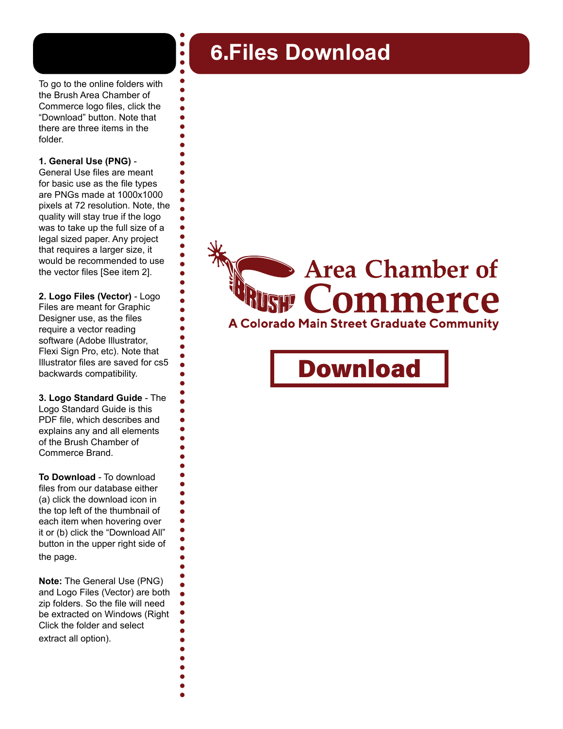# 6.Files Download

To go to the online folders with the Brush Area Chamber of Commerce logo files, click the “Download” button. Note that there are three items in the folder.

**1. General Use (PNG)** - General Use files are meant for basic use as the file types are PNGs made at 1000x1000 pixels at 72 resolution. Note, the quality will stay true if the logo was to take up the full size of a legal sized paper. Any project that requires a larger size, it would be recommended to use the vector files [See item 2].

**2. Logo Files (Vector)** - Logo Files are meant for Graphic Designer use, as the files require a vector reading software (Adobe Illustrator, Flexi Sign Pro, etc). Note that Illustrator files are saved for cs5 backwards compatibility.

**3. Logo Standard Guide** - The Logo Standard Guide is this PDF file, which describes and explains any and all elements of the Brush Chamber of Commerce Brand.

**To Download** - To download files from our database either (a) click the download icon in the top left of the thumbnail of each item when hovering over it or (b) click the “Download All” button in the upper right side of the page.

**Note:** The General Use (PNG) and Logo Files (Vector) are both zip folders. So the file will need be extracted on Windows (Right Click the folder and select extract all option).

BRUSH Area Chamber of Commerce

A Colorado Main Street Graduate Community

**Download**